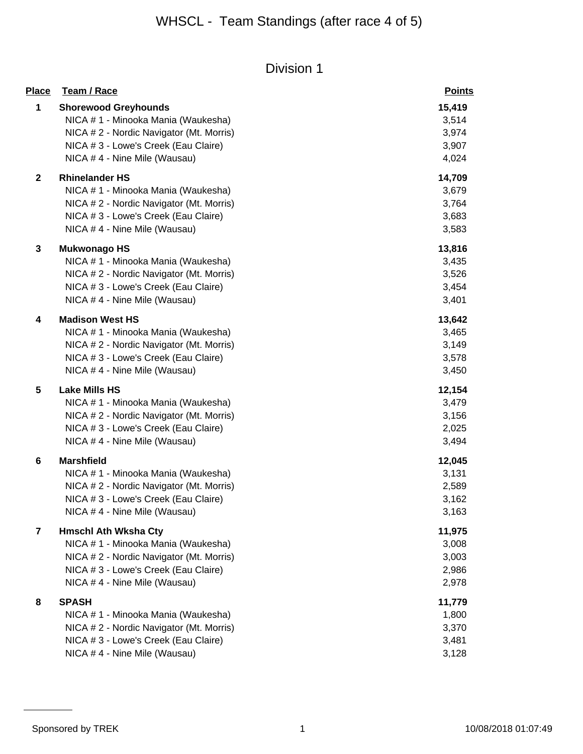# WHSCL - Team Standings (after race 4 of 5)

## Division 1

| Place | Team / Race | Points |
|---|---|---|
| **1** | **Shorewood Greyhounds** | **15,419** |
| | NICA # 1 - Minooka Mania (Waukesha) | 3,514 |
| | NICA # 2 - Nordic Navigator (Mt. Morris) | 3,974 |
| | NICA # 3 - Lowe's Creek (Eau Claire) | 3,907 |
| | NICA # 4 - Nine Mile (Wausau) | 4,024 |
| **2** | **Rhinelander HS** | **14,709** |
| | NICA # 1 - Minooka Mania (Waukesha) | 3,679 |
| | NICA # 2 - Nordic Navigator (Mt. Morris) | 3,764 |
| | NICA # 3 - Lowe's Creek (Eau Claire) | 3,683 |
| | NICA # 4 - Nine Mile (Wausau) | 3,583 |
| **3** | **Mukwonago HS** | **13,816** |
| | NICA # 1 - Minooka Mania (Waukesha) | 3,435 |
| | NICA # 2 - Nordic Navigator (Mt. Morris) | 3,526 |
| | NICA # 3 - Lowe's Creek (Eau Claire) | 3,454 |
| | NICA # 4 - Nine Mile (Wausau) | 3,401 |
| **4** | **Madison West HS** | **13,642** |
| | NICA # 1 - Minooka Mania (Waukesha) | 3,465 |
| | NICA # 2 - Nordic Navigator (Mt. Morris) | 3,149 |
| | NICA # 3 - Lowe's Creek (Eau Claire) | 3,578 |
| | NICA # 4 - Nine Mile (Wausau) | 3,450 |
| **5** | **Lake Mills HS** | **12,154** |
| | NICA # 1 - Minooka Mania (Waukesha) | 3,479 |
| | NICA # 2 - Nordic Navigator (Mt. Morris) | 3,156 |
| | NICA # 3 - Lowe's Creek (Eau Claire) | 2,025 |
| | NICA # 4 - Nine Mile (Wausau) | 3,494 |
| **6** | **Marshfield** | **12,045** |
| | NICA # 1 - Minooka Mania (Waukesha) | 3,131 |
| | NICA # 2 - Nordic Navigator (Mt. Morris) | 2,589 |
| | NICA # 3 - Lowe's Creek (Eau Claire) | 3,162 |
| | NICA # 4 - Nine Mile (Wausau) | 3,163 |
| **7** | **Hmschl Ath Wksha Cty** | **11,975** |
| | NICA # 1 - Minooka Mania (Waukesha) | 3,008 |
| | NICA # 2 - Nordic Navigator (Mt. Morris) | 3,003 |
| | NICA # 3 - Lowe's Creek (Eau Claire) | 2,986 |
| | NICA # 4 - Nine Mile (Wausau) | 2,978 |
| **8** | **SPASH** | **11,779** |
| | NICA # 1 - Minooka Mania (Waukesha) | 1,800 |
| | NICA # 2 - Nordic Navigator (Mt. Morris) | 3,370 |
| | NICA # 3 - Lowe's Creek (Eau Claire) | 3,481 |
| | NICA # 4 - Nine Mile (Wausau) | 3,128 |

Sponsored by TREK

10/08/2018 01:07:49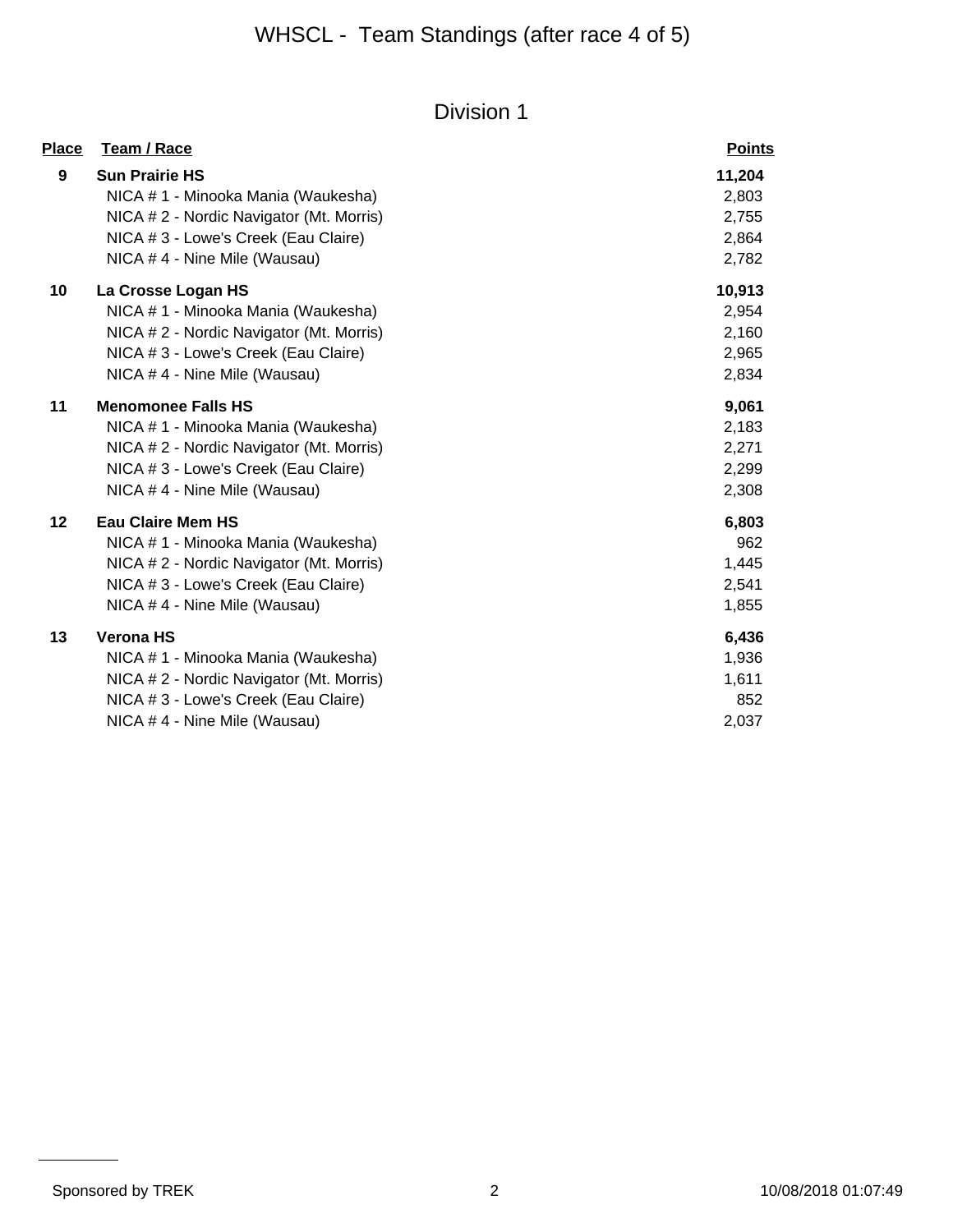# WHSCL - Team Standings (after race 4 of 5)

## Division 1

| Place | Team / Race | Points |
|---|---|---|
| **9** | **Sun Prairie HS** | **11,204** |
| | NICA # 1 - Minooka Mania (Waukesha) | 2,803 |
| | NICA # 2 - Nordic Navigator (Mt. Morris) | 2,755 |
| | NICA # 3 - Lowe's Creek (Eau Claire) | 2,864 |
| | NICA # 4 - Nine Mile (Wausau) | 2,782 |
| **10** | **La Crosse Logan HS** | **10,913** |
| | NICA # 1 - Minooka Mania (Waukesha) | 2,954 |
| | NICA # 2 - Nordic Navigator (Mt. Morris) | 2,160 |
| | NICA # 3 - Lowe's Creek (Eau Claire) | 2,965 |
| | NICA # 4 - Nine Mile (Wausau) | 2,834 |
| **11** | **Menomonee Falls HS** | **9,061** |
| | NICA # 1 - Minooka Mania (Waukesha) | 2,183 |
| | NICA # 2 - Nordic Navigator (Mt. Morris) | 2,271 |
| | NICA # 3 - Lowe's Creek (Eau Claire) | 2,299 |
| | NICA # 4 - Nine Mile (Wausau) | 2,308 |
| **12** | **Eau Claire Mem HS** | **6,803** |
| | NICA # 1 - Minooka Mania (Waukesha) | 962 |
| | NICA # 2 - Nordic Navigator (Mt. Morris) | 1,445 |
| | NICA # 3 - Lowe's Creek (Eau Claire) | 2,541 |
| | NICA # 4 - Nine Mile (Wausau) | 1,855 |
| **13** | **Verona HS** | **6,436** |
| | NICA # 1 - Minooka Mania (Waukesha) | 1,936 |
| | NICA # 2 - Nordic Navigator (Mt. Morris) | 1,611 |
| | NICA # 3 - Lowe's Creek (Eau Claire) | 852 |
| | NICA # 4 - Nine Mile (Wausau) | 2,037 |

Sponsored by TREK

10/08/2018 01:07:49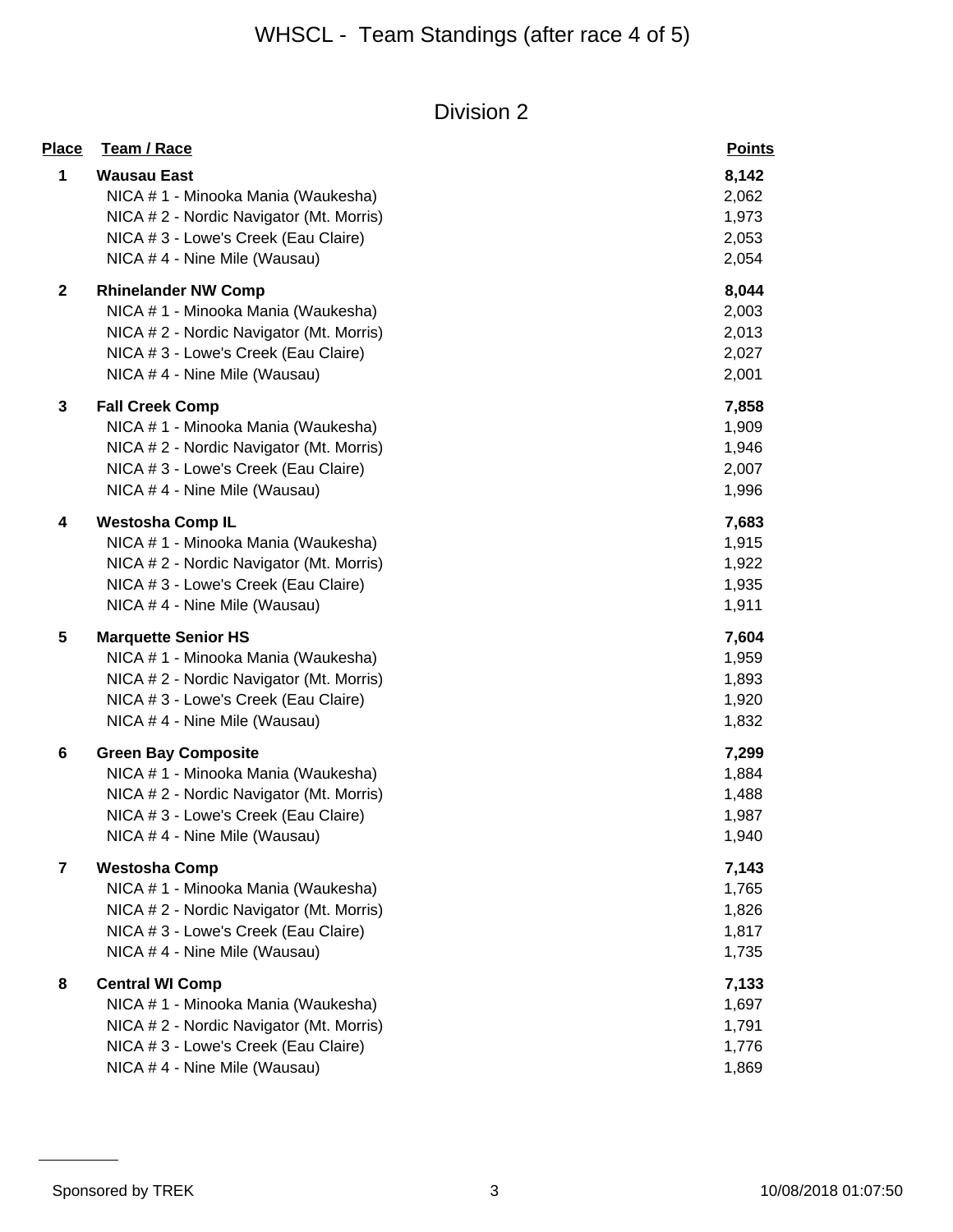# WHSCL - Team Standings (after race 4 of 5)

## Division 2

| Place | Team / Race | Points |
|---|---|---|
| 1 | **Wausau East** | **8,142** |
| | NICA # 1 - Minooka Mania (Waukesha) | 2,062 |
| | NICA # 2 - Nordic Navigator (Mt. Morris) | 1,973 |
| | NICA # 3 - Lowe's Creek (Eau Claire) | 2,053 |
| | NICA # 4 - Nine Mile (Wausau) | 2,054 |
| 2 | **Rhinelander NW Comp** | **8,044** |
| | NICA # 1 - Minooka Mania (Waukesha) | 2,003 |
| | NICA # 2 - Nordic Navigator (Mt. Morris) | 2,013 |
| | NICA # 3 - Lowe's Creek (Eau Claire) | 2,027 |
| | NICA # 4 - Nine Mile (Wausau) | 2,001 |
| 3 | **Fall Creek Comp** | **7,858** |
| | NICA # 1 - Minooka Mania (Waukesha) | 1,909 |
| | NICA # 2 - Nordic Navigator (Mt. Morris) | 1,946 |
| | NICA # 3 - Lowe's Creek (Eau Claire) | 2,007 |
| | NICA # 4 - Nine Mile (Wausau) | 1,996 |
| 4 | **Westosha Comp IL** | **7,683** |
| | NICA # 1 - Minooka Mania (Waukesha) | 1,915 |
| | NICA # 2 - Nordic Navigator (Mt. Morris) | 1,922 |
| | NICA # 3 - Lowe's Creek (Eau Claire) | 1,935 |
| | NICA # 4 - Nine Mile (Wausau) | 1,911 |
| 5 | **Marquette Senior HS** | **7,604** |
| | NICA # 1 - Minooka Mania (Waukesha) | 1,959 |
| | NICA # 2 - Nordic Navigator (Mt. Morris) | 1,893 |
| | NICA # 3 - Lowe's Creek (Eau Claire) | 1,920 |
| | NICA # 4 - Nine Mile (Wausau) | 1,832 |
| 6 | **Green Bay Composite** | **7,299** |
| | NICA # 1 - Minooka Mania (Waukesha) | 1,884 |
| | NICA # 2 - Nordic Navigator (Mt. Morris) | 1,488 |
| | NICA # 3 - Lowe's Creek (Eau Claire) | 1,987 |
| | NICA # 4 - Nine Mile (Wausau) | 1,940 |
| 7 | **Westosha Comp** | **7,143** |
| | NICA # 1 - Minooka Mania (Waukesha) | 1,765 |
| | NICA # 2 - Nordic Navigator (Mt. Morris) | 1,826 |
| | NICA # 3 - Lowe's Creek (Eau Claire) | 1,817 |
| | NICA # 4 - Nine Mile (Wausau) | 1,735 |
| 8 | **Central WI Comp** | **7,133** |
| | NICA # 1 - Minooka Mania (Waukesha) | 1,697 |
| | NICA # 2 - Nordic Navigator (Mt. Morris) | 1,791 |
| | NICA # 3 - Lowe's Creek (Eau Claire) | 1,776 |
| | NICA # 4 - Nine Mile (Wausau) | 1,869 |

Sponsored by TREK 10/08/2018 01:07:50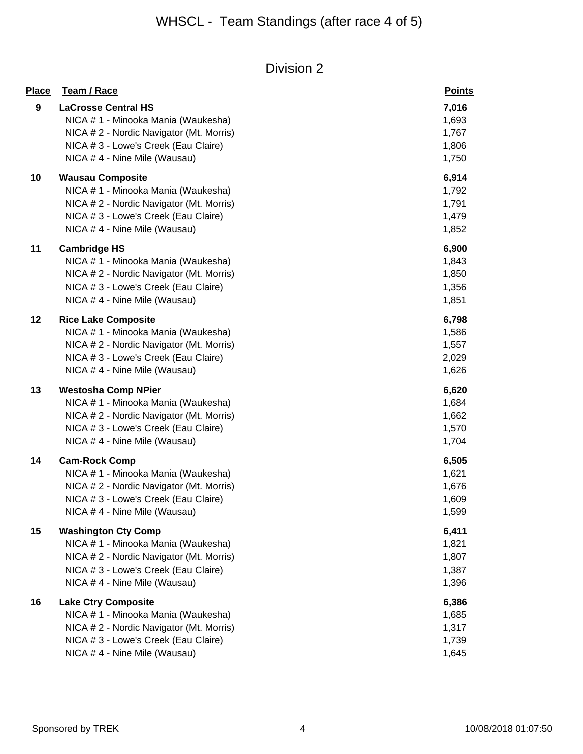# WHSCL - Team Standings (after race 4 of 5)

## Division 2

| Place | Team / Race | Points |
|---|---|---|
| **9** | **LaCrosse Central HS** | **7,016** |
| | NICA # 1 - Minooka Mania (Waukesha) | 1,693 |
| | NICA # 2 - Nordic Navigator (Mt. Morris) | 1,767 |
| | NICA # 3 - Lowe's Creek (Eau Claire) | 1,806 |
| | NICA # 4 - Nine Mile (Wausau) | 1,750 |
| **10** | **Wausau Composite** | **6,914** |
| | NICA # 1 - Minooka Mania (Waukesha) | 1,792 |
| | NICA # 2 - Nordic Navigator (Mt. Morris) | 1,791 |
| | NICA # 3 - Lowe's Creek (Eau Claire) | 1,479 |
| | NICA # 4 - Nine Mile (Wausau) | 1,852 |
| **11** | **Cambridge HS** | **6,900** |
| | NICA # 1 - Minooka Mania (Waukesha) | 1,843 |
| | NICA # 2 - Nordic Navigator (Mt. Morris) | 1,850 |
| | NICA # 3 - Lowe's Creek (Eau Claire) | 1,356 |
| | NICA # 4 - Nine Mile (Wausau) | 1,851 |
| **12** | **Rice Lake Composite** | **6,798** |
| | NICA # 1 - Minooka Mania (Waukesha) | 1,586 |
| | NICA # 2 - Nordic Navigator (Mt. Morris) | 1,557 |
| | NICA # 3 - Lowe's Creek (Eau Claire) | 2,029 |
| | NICA # 4 - Nine Mile (Wausau) | 1,626 |
| **13** | **Westosha Comp NPier** | **6,620** |
| | NICA # 1 - Minooka Mania (Waukesha) | 1,684 |
| | NICA # 2 - Nordic Navigator (Mt. Morris) | 1,662 |
| | NICA # 3 - Lowe's Creek (Eau Claire) | 1,570 |
| | NICA # 4 - Nine Mile (Wausau) | 1,704 |
| **14** | **Cam-Rock Comp** | **6,505** |
| | NICA # 1 - Minooka Mania (Waukesha) | 1,621 |
| | NICA # 2 - Nordic Navigator (Mt. Morris) | 1,676 |
| | NICA # 3 - Lowe's Creek (Eau Claire) | 1,609 |
| | NICA # 4 - Nine Mile (Wausau) | 1,599 |
| **15** | **Washington Cty Comp** | **6,411** |
| | NICA # 1 - Minooka Mania (Waukesha) | 1,821 |
| | NICA # 2 - Nordic Navigator (Mt. Morris) | 1,807 |
| | NICA # 3 - Lowe's Creek (Eau Claire) | 1,387 |
| | NICA # 4 - Nine Mile (Wausau) | 1,396 |
| **16** | **Lake Ctry Composite** | **6,386** |
| | NICA # 1 - Minooka Mania (Waukesha) | 1,685 |
| | NICA # 2 - Nordic Navigator (Mt. Morris) | 1,317 |
| | NICA # 3 - Lowe's Creek (Eau Claire) | 1,739 |
| | NICA # 4 - Nine Mile (Wausau) | 1,645 |

Sponsored by TREK 10/08/2018 01:07:50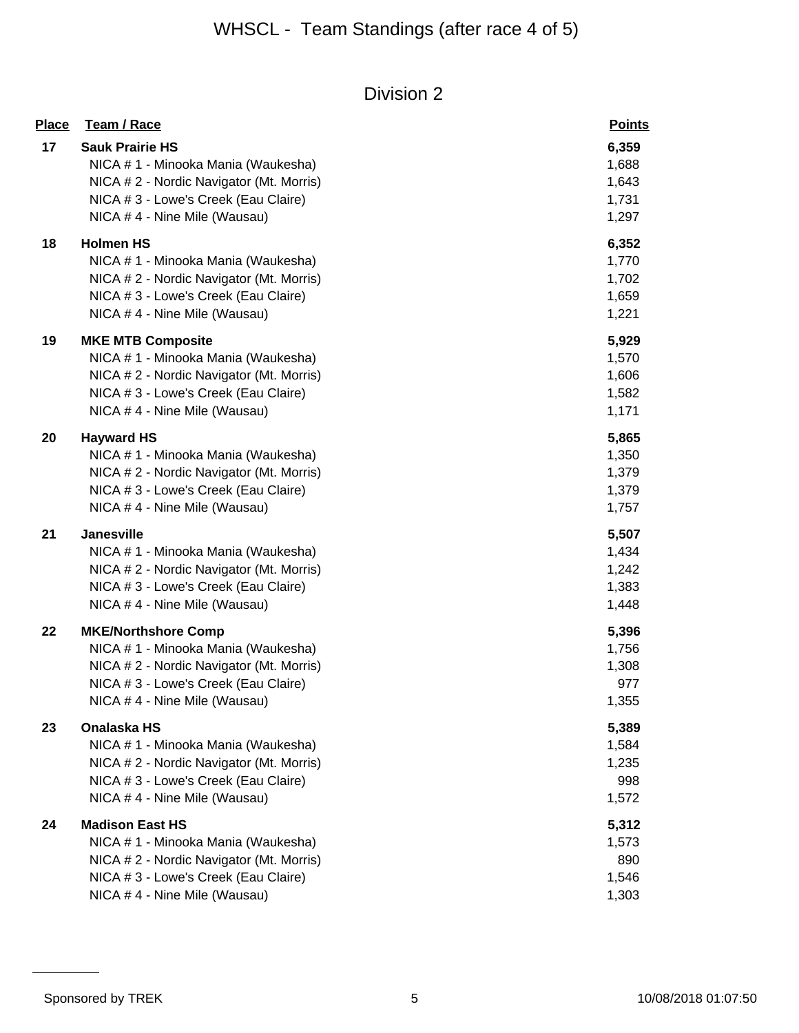# WHSCL - Team Standings (after race 4 of 5)

## Division 2

| Place | Team / Race | Points |
|---|---|---|
| **17** | **Sauk Prairie HS** | **6,359** |
| | NICA # 1 - Minooka Mania (Waukesha) | 1,688 |
| | NICA # 2 - Nordic Navigator (Mt. Morris) | 1,643 |
| | NICA # 3 - Lowe's Creek (Eau Claire) | 1,731 |
| | NICA # 4 - Nine Mile (Wausau) | 1,297 |
| **18** | **Holmen HS** | **6,352** |
| | NICA # 1 - Minooka Mania (Waukesha) | 1,770 |
| | NICA # 2 - Nordic Navigator (Mt. Morris) | 1,702 |
| | NICA # 3 - Lowe's Creek (Eau Claire) | 1,659 |
| | NICA # 4 - Nine Mile (Wausau) | 1,221 |
| **19** | **MKE MTB Composite** | **5,929** |
| | NICA # 1 - Minooka Mania (Waukesha) | 1,570 |
| | NICA # 2 - Nordic Navigator (Mt. Morris) | 1,606 |
| | NICA # 3 - Lowe's Creek (Eau Claire) | 1,582 |
| | NICA # 4 - Nine Mile (Wausau) | 1,171 |
| **20** | **Hayward HS** | **5,865** |
| | NICA # 1 - Minooka Mania (Waukesha) | 1,350 |
| | NICA # 2 - Nordic Navigator (Mt. Morris) | 1,379 |
| | NICA # 3 - Lowe's Creek (Eau Claire) | 1,379 |
| | NICA # 4 - Nine Mile (Wausau) | 1,757 |
| **21** | **Janesville** | **5,507** |
| | NICA # 1 - Minooka Mania (Waukesha) | 1,434 |
| | NICA # 2 - Nordic Navigator (Mt. Morris) | 1,242 |
| | NICA # 3 - Lowe's Creek (Eau Claire) | 1,383 |
| | NICA # 4 - Nine Mile (Wausau) | 1,448 |
| **22** | **MKE/Northshore Comp** | **5,396** |
| | NICA # 1 - Minooka Mania (Waukesha) | 1,756 |
| | NICA # 2 - Nordic Navigator (Mt. Morris) | 1,308 |
| | NICA # 3 - Lowe's Creek (Eau Claire) | 977 |
| | NICA # 4 - Nine Mile (Wausau) | 1,355 |
| **23** | **Onalaska HS** | **5,389** |
| | NICA # 1 - Minooka Mania (Waukesha) | 1,584 |
| | NICA # 2 - Nordic Navigator (Mt. Morris) | 1,235 |
| | NICA # 3 - Lowe's Creek (Eau Claire) | 998 |
| | NICA # 4 - Nine Mile (Wausau) | 1,572 |
| **24** | **Madison East HS** | **5,312** |
| | NICA # 1 - Minooka Mania (Waukesha) | 1,573 |
| | NICA # 2 - Nordic Navigator (Mt. Morris) | 890 |
| | NICA # 3 - Lowe's Creek (Eau Claire) | 1,546 |
| | NICA # 4 - Nine Mile (Wausau) | 1,303 |

Sponsored by TREK 10/08/2018 01:07:50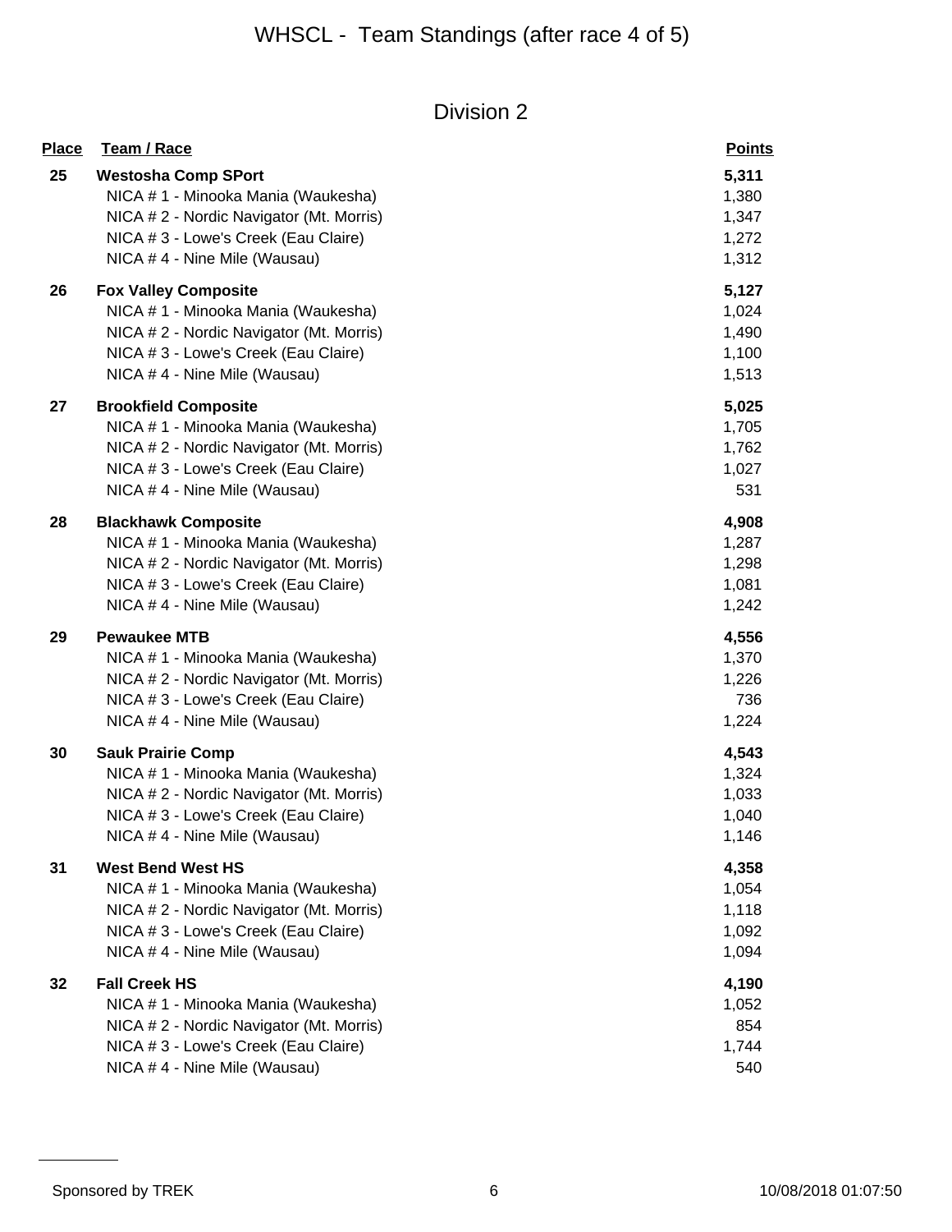# WHSCL - Team Standings (after race 4 of 5)

## Division 2

| Place | Team / Race | Points |
|---|---|---|
| 25 | **Westosha Comp SPort** | **5,311** |
| | NICA # 1 - Minooka Mania (Waukesha) | 1,380 |
| | NICA # 2 - Nordic Navigator (Mt. Morris) | 1,347 |
| | NICA # 3 - Lowe's Creek (Eau Claire) | 1,272 |
| | NICA # 4 - Nine Mile (Wausau) | 1,312 |
| 26 | **Fox Valley Composite** | **5,127** |
| | NICA # 1 - Minooka Mania (Waukesha) | 1,024 |
| | NICA # 2 - Nordic Navigator (Mt. Morris) | 1,490 |
| | NICA # 3 - Lowe's Creek (Eau Claire) | 1,100 |
| | NICA # 4 - Nine Mile (Wausau) | 1,513 |
| 27 | **Brookfield Composite** | **5,025** |
| | NICA # 1 - Minooka Mania (Waukesha) | 1,705 |
| | NICA # 2 - Nordic Navigator (Mt. Morris) | 1,762 |
| | NICA # 3 - Lowe's Creek (Eau Claire) | 1,027 |
| | NICA # 4 - Nine Mile (Wausau) | 531 |
| 28 | **Blackhawk Composite** | **4,908** |
| | NICA # 1 - Minooka Mania (Waukesha) | 1,287 |
| | NICA # 2 - Nordic Navigator (Mt. Morris) | 1,298 |
| | NICA # 3 - Lowe's Creek (Eau Claire) | 1,081 |
| | NICA # 4 - Nine Mile (Wausau) | 1,242 |
| 29 | **Pewaukee MTB** | **4,556** |
| | NICA # 1 - Minooka Mania (Waukesha) | 1,370 |
| | NICA # 2 - Nordic Navigator (Mt. Morris) | 1,226 |
| | NICA # 3 - Lowe's Creek (Eau Claire) | 736 |
| | NICA # 4 - Nine Mile (Wausau) | 1,224 |
| 30 | **Sauk Prairie Comp** | **4,543** |
| | NICA # 1 - Minooka Mania (Waukesha) | 1,324 |
| | NICA # 2 - Nordic Navigator (Mt. Morris) | 1,033 |
| | NICA # 3 - Lowe's Creek (Eau Claire) | 1,040 |
| | NICA # 4 - Nine Mile (Wausau) | 1,146 |
| 31 | **West Bend West HS** | **4,358** |
| | NICA # 1 - Minooka Mania (Waukesha) | 1,054 |
| | NICA # 2 - Nordic Navigator (Mt. Morris) | 1,118 |
| | NICA # 3 - Lowe's Creek (Eau Claire) | 1,092 |
| | NICA # 4 - Nine Mile (Wausau) | 1,094 |
| 32 | **Fall Creek HS** | **4,190** |
| | NICA # 1 - Minooka Mania (Waukesha) | 1,052 |
| | NICA # 2 - Nordic Navigator (Mt. Morris) | 854 |
| | NICA # 3 - Lowe's Creek (Eau Claire) | 1,744 |
| | NICA # 4 - Nine Mile (Wausau) | 540 |

Sponsored by TREK

10/08/2018 01:07:50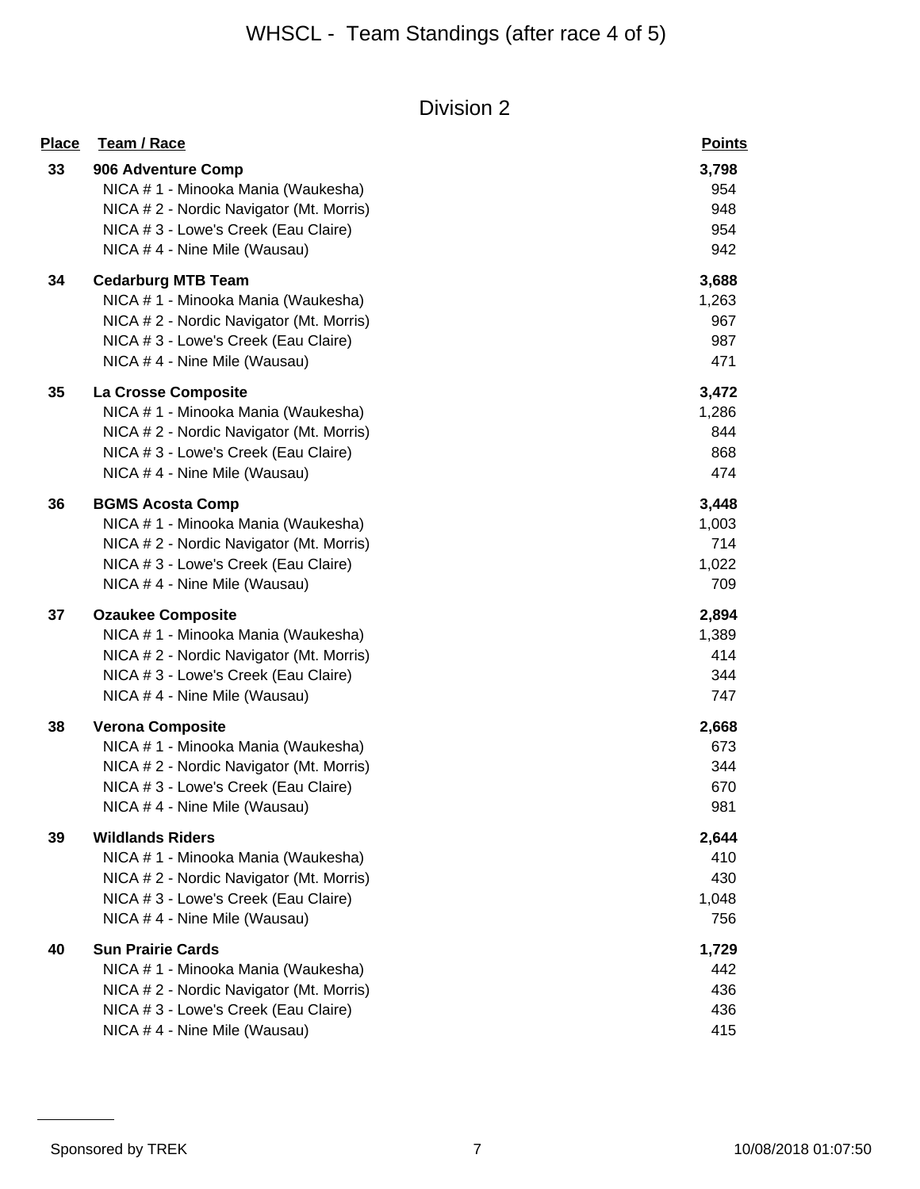# WHSCL - Team Standings (after race 4 of 5)

## Division 2

| Place | Team / Race | Points |
|---|---|---|
| 33 | **906 Adventure Comp** | **3,798** |
| | NICA # 1 - Minooka Mania (Waukesha) | 954 |
| | NICA # 2 - Nordic Navigator (Mt. Morris) | 948 |
| | NICA # 3 - Lowe's Creek (Eau Claire) | 954 |
| | NICA # 4 - Nine Mile (Wausau) | 942 |
| 34 | **Cedarburg MTB Team** | **3,688** |
| | NICA # 1 - Minooka Mania (Waukesha) | 1,263 |
| | NICA # 2 - Nordic Navigator (Mt. Morris) | 967 |
| | NICA # 3 - Lowe's Creek (Eau Claire) | 987 |
| | NICA # 4 - Nine Mile (Wausau) | 471 |
| 35 | **La Crosse Composite** | **3,472** |
| | NICA # 1 - Minooka Mania (Waukesha) | 1,286 |
| | NICA # 2 - Nordic Navigator (Mt. Morris) | 844 |
| | NICA # 3 - Lowe's Creek (Eau Claire) | 868 |
| | NICA # 4 - Nine Mile (Wausau) | 474 |
| 36 | **BGMS Acosta Comp** | **3,448** |
| | NICA # 1 - Minooka Mania (Waukesha) | 1,003 |
| | NICA # 2 - Nordic Navigator (Mt. Morris) | 714 |
| | NICA # 3 - Lowe's Creek (Eau Claire) | 1,022 |
| | NICA # 4 - Nine Mile (Wausau) | 709 |
| 37 | **Ozaukee Composite** | **2,894** |
| | NICA # 1 - Minooka Mania (Waukesha) | 1,389 |
| | NICA # 2 - Nordic Navigator (Mt. Morris) | 414 |
| | NICA # 3 - Lowe's Creek (Eau Claire) | 344 |
| | NICA # 4 - Nine Mile (Wausau) | 747 |
| 38 | **Verona Composite** | **2,668** |
| | NICA # 1 - Minooka Mania (Waukesha) | 673 |
| | NICA # 2 - Nordic Navigator (Mt. Morris) | 344 |
| | NICA # 3 - Lowe's Creek (Eau Claire) | 670 |
| | NICA # 4 - Nine Mile (Wausau) | 981 |
| 39 | **Wildlands Riders** | **2,644** |
| | NICA # 1 - Minooka Mania (Waukesha) | 410 |
| | NICA # 2 - Nordic Navigator (Mt. Morris) | 430 |
| | NICA # 3 - Lowe's Creek (Eau Claire) | 1,048 |
| | NICA # 4 - Nine Mile (Wausau) | 756 |
| 40 | **Sun Prairie Cards** | **1,729** |
| | NICA # 1 - Minooka Mania (Waukesha) | 442 |
| | NICA # 2 - Nordic Navigator (Mt. Morris) | 436 |
| | NICA # 3 - Lowe's Creek (Eau Claire) | 436 |
| | NICA # 4 - Nine Mile (Wausau) | 415 |

Sponsored by TREK

10/08/2018 01:07:50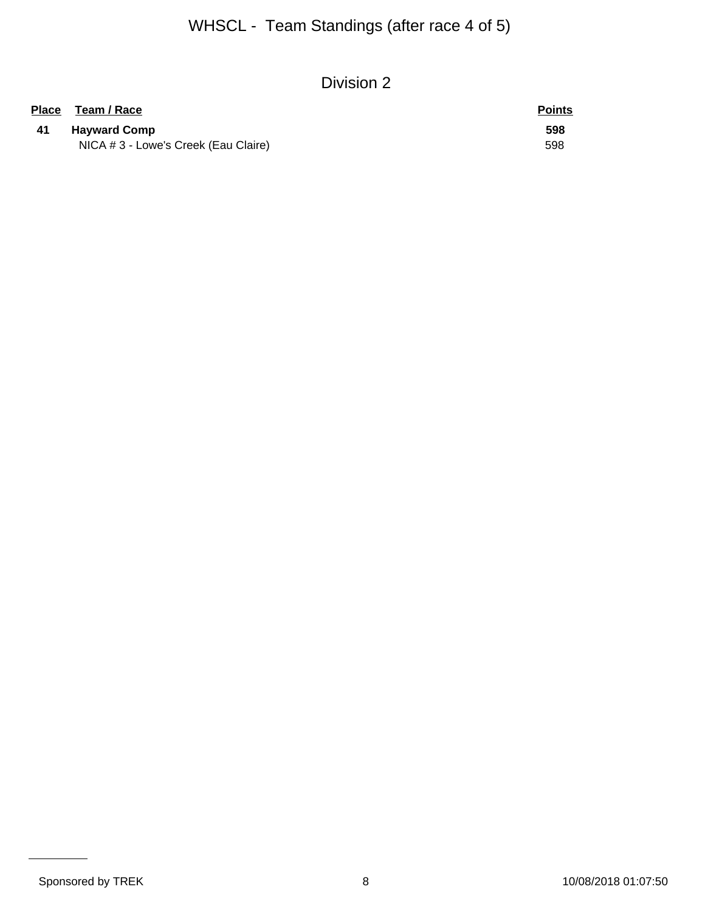# WHSCL - Team Standings (after race 4 of 5)

## Division 2

| Place | Team / Race | Points |
| --- | --- | --- |
| **41** | **Hayward Comp** | **598** |
| | NICA # 3 - Lowe's Creek (Eau Claire) | 598 |

Sponsored by TREK

10/08/2018 01:07:50